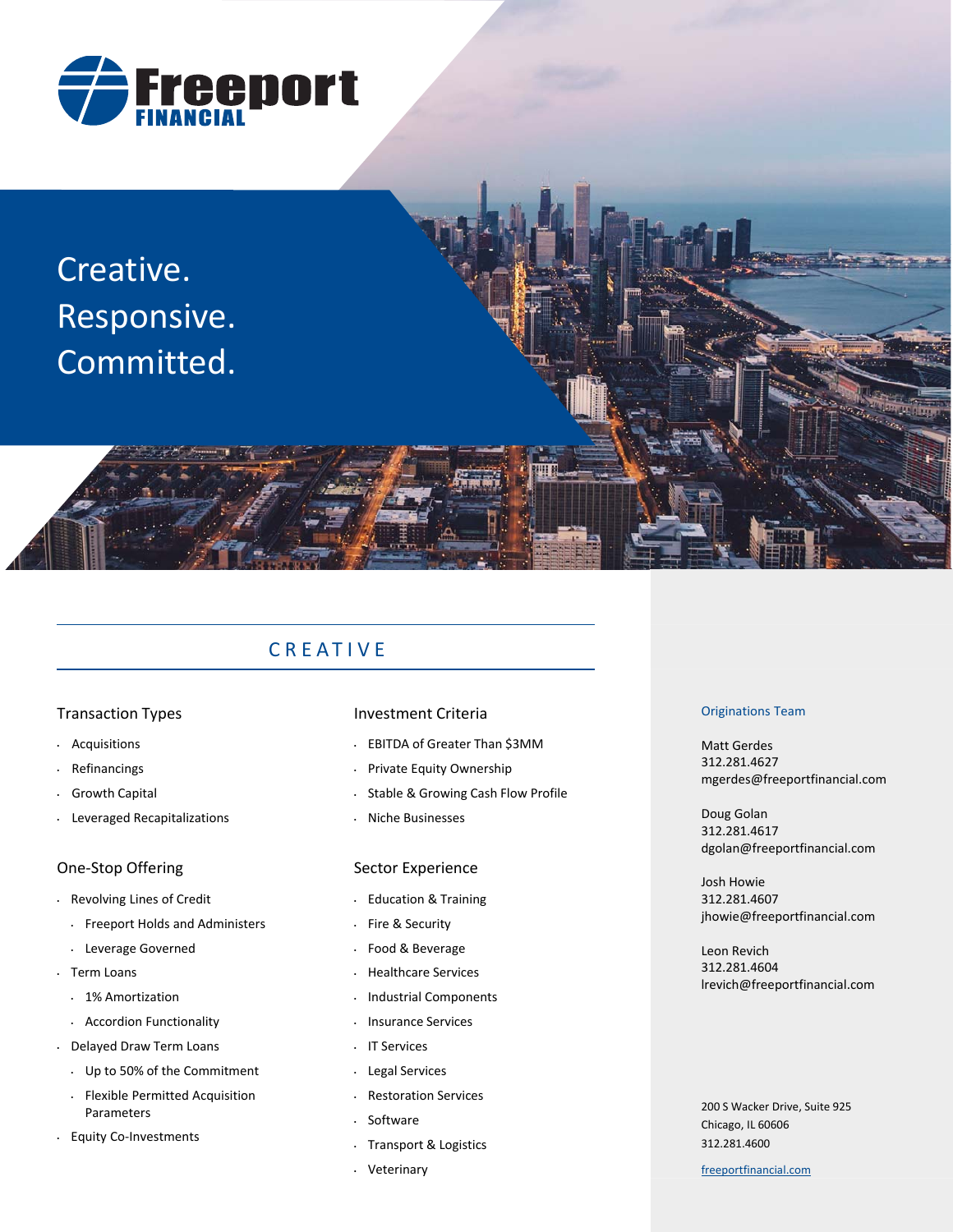# Freeport FINANCIAL

Creative.
Responsive.
Committed.

## CREATIVE

### Transaction Types

- Acquisitions
- Refinancings
- Growth Capital
- Leveraged Recapitalizations

### One-Stop Offering

- Revolving Lines of Credit
  - Freeport Holds and Administers
  - Leverage Governed
- Term Loans
  - 1% Amortization
  - Accordion Functionality
- Delayed Draw Term Loans
  - Up to 50% of the Commitment
  - Flexible Permitted Acquisition Parameters
- Equity Co-Investments

### Investment Criteria

- EBITDA of Greater Than $3MM
- Private Equity Ownership
- Stable & Growing Cash Flow Profile
- Niche Businesses

### Sector Experience

- Education & Training
- Fire & Security
- Food & Beverage
- Healthcare Services
- Industrial Components
- Insurance Services
- IT Services
- Legal Services
- Restoration Services
- Software
- Transport & Logistics
- Veterinary

### Originations Team

Matt Gerdes
312.281.4627
mgerdes@freeportfinancial.com

Doug Golan
312.281.4617
dgolan@freeportfinancial.com

Josh Howie
312.281.4607
jhowie@freeportfinancial.com

Leon Revich
312.281.4604
lrevich@freeportfinancial.com

200 S Wacker Drive, Suite 925
Chicago, IL 60606
312.281.4600

freeportfinancial.com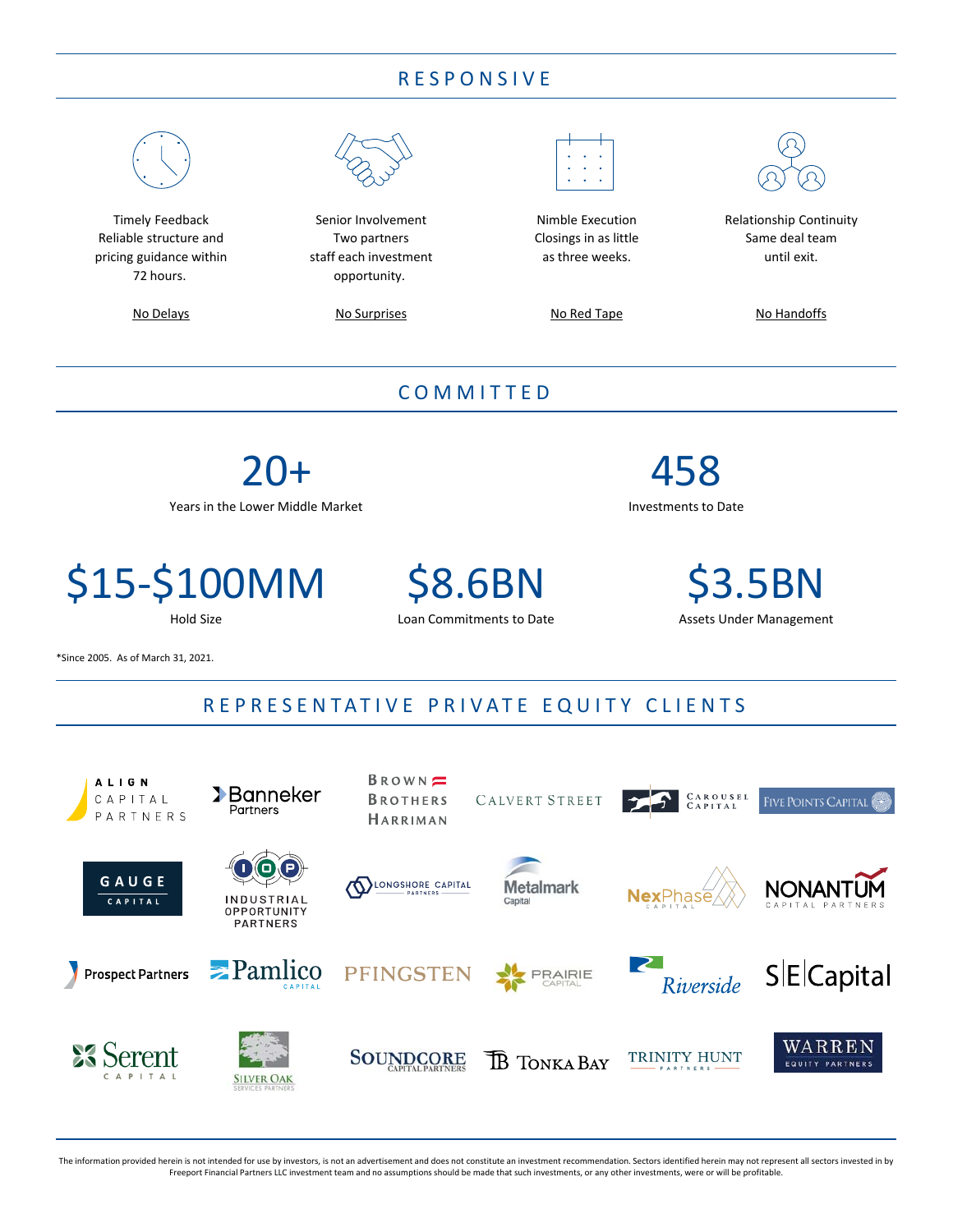## RESPONSIVE

**Timely Feedback**
Reliable structure and pricing guidance within 72 hours.

No Delays

**Senior Involvement**
Two partners staff each investment opportunity.

No Surprises

**Nimble Execution**
Closings in as little as three weeks.

No Red Tape

**Relationship Continuity**
Same deal team until exit.

No Handoffs

## COMMITTED

**20+**
Years in the Lower Middle Market

**458**
Investments to Date

**$15-$100MM**
Hold Size

**$8.6BN**
Loan Commitments to Date

**$3.5BN**
Assets Under Management

*Since 2005. As of March 31, 2021.

## REPRESENTATIVE PRIVATE EQUITY CLIENTS

- Align Capital Partners
- Banneker Partners
- Brown Brothers Harriman
- Calvert Street
- Carousel Capital
- Five Points Capital
- Gauge Capital
- Industrial Opportunity Partners
- Longshore Capital Partners
- Metalmark Capital
- NexPhase Capital
- Nonantum Capital Partners
- Prospect Partners
- Pamlico Capital
- Pfingsten
- Prairie Capital
- Riverside
- S|E|Capital
- Serent Capital
- Silver Oak Services Partners
- Soundcore Capital Partners
- Tonka Bay
- Trinity Hunt Partners
- Warren Equity Partners

The information provided herein is not intended for use by investors, is not an advertisement and does not constitute an investment recommendation. Sectors identified herein may not represent all sectors invested in by Freeport Financial Partners LLC investment team and no assumptions should be made that such investments, or any other investments, were or will be profitable.